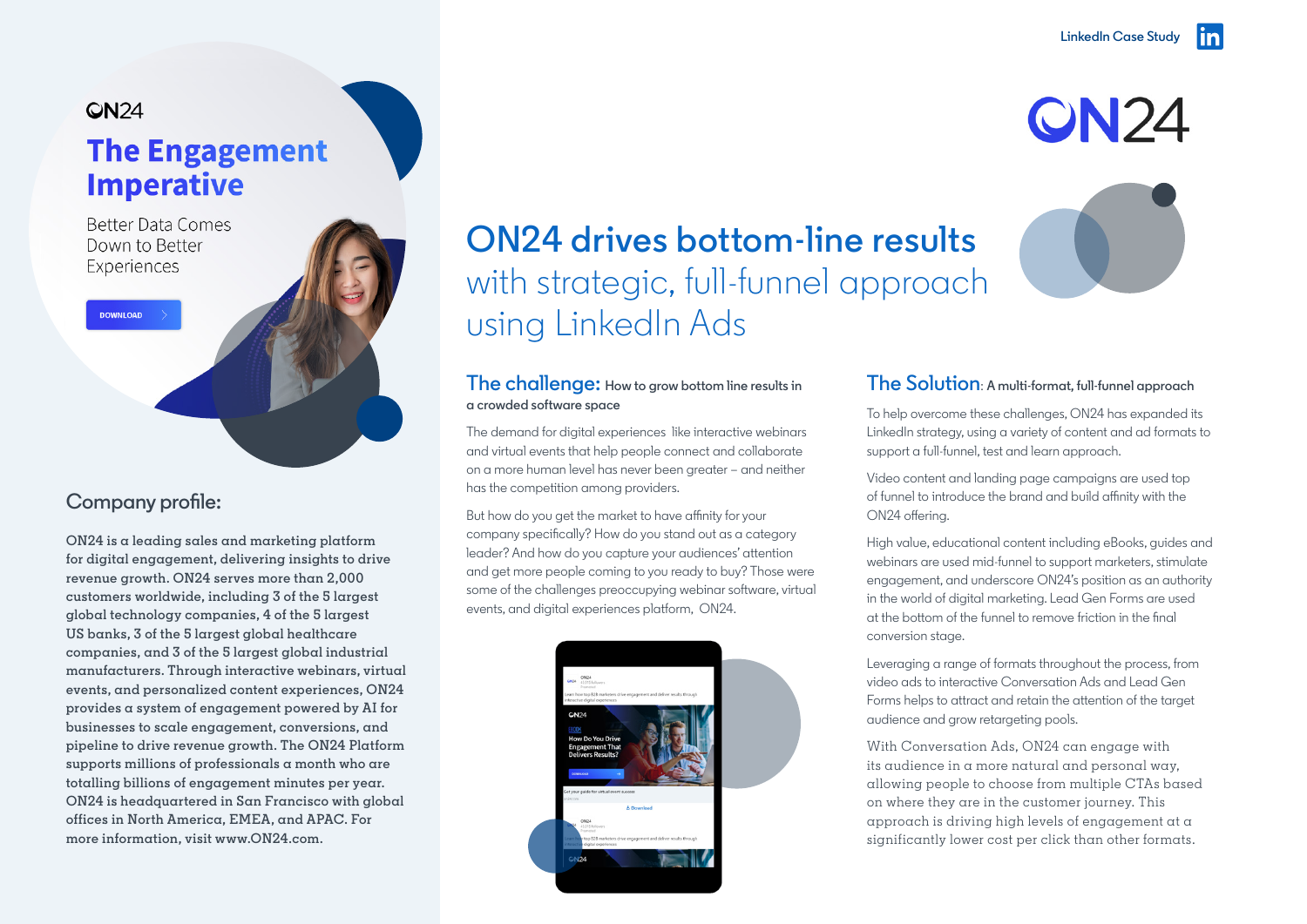LinkedIn Case Study

# ON24 drives bottom-line results with strategic, full-funnel approach using LinkedIn Ads

ON24

## The Engagement Imperative

Better Data Comes Down to Better Experiences

DOWNLOAD

## Company profile:

ON24 is a leading sales and marketing platform for digital engagement, delivering insights to drive revenue growth. ON24 serves more than 2,000 customers worldwide, including 3 of the 5 largest global technology companies, 4 of the 5 largest US banks, 3 of the 5 largest global healthcare companies, and 3 of the 5 largest global industrial manufacturers. Through interactive webinars, virtual events, and personalized content experiences, ON24 provides a system of engagement powered by AI for businesses to scale engagement, conversions, and pipeline to drive revenue growth. The ON24 Platform supports millions of professionals a month who are totalling billions of engagement minutes per year. ON24 is headquartered in San Francisco with global offices in North America, EMEA, and APAC. For more information, visit www.ON24.com.

## The challenge: How to grow bottom line results in a crowded software space

The demand for digital experiences like interactive webinars and virtual events that help people connect and collaborate on a more human level has never been greater – and neither has the competition among providers.

But how do you get the market to have affinity for your company specifically? How do you stand out as a category leader? And how do you capture your audiences' attention and get more people coming to you ready to buy? Those were some of the challenges preoccupying webinar software, virtual events, and digital experiences platform, ON24.

## The Solution: A multi-format, full-funnel approach

To help overcome these challenges, ON24 has expanded its LinkedIn strategy, using a variety of content and ad formats to support a full-funnel, test and learn approach.

Video content and landing page campaigns are used top of funnel to introduce the brand and build affinity with the ON24 offering.

High value, educational content including eBooks, guides and webinars are used mid-funnel to support marketers, stimulate engagement, and underscore ON24's position as an authority in the world of digital marketing. Lead Gen Forms are used at the bottom of the funnel to remove friction in the final conversion stage.

Leveraging a range of formats throughout the process, from video ads to interactive Conversation Ads and Lead Gen Forms helps to attract and retain the attention of the target audience and grow retargeting pools.

With Conversation Ads, ON24 can engage with its audience in a more natural and personal way, allowing people to choose from multiple CTAs based on where they are in the customer journey. This approach is driving high levels of engagement at a significantly lower cost per click than other formats.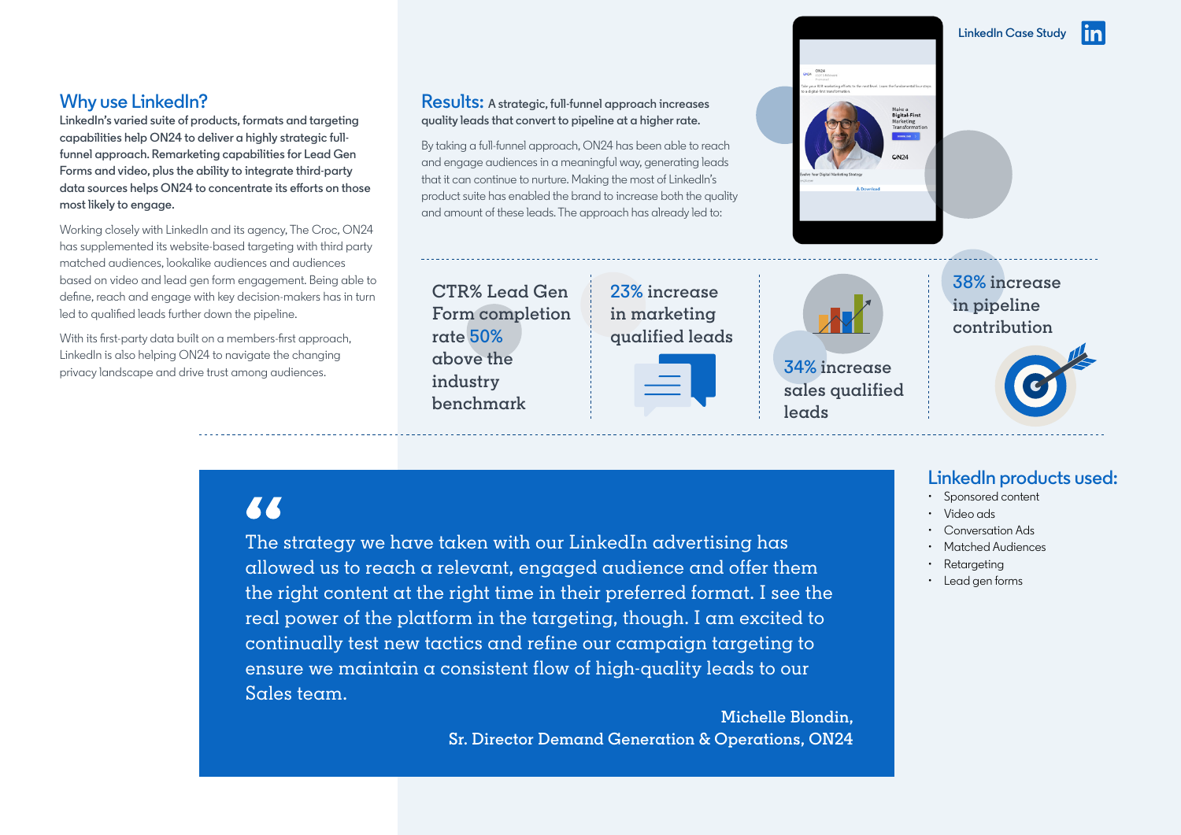## Why use LinkedIn?

**LinkedIn's varied suite of products, formats and targeting capabilities help ON24 to deliver a highly strategic full-funnel approach. Remarketing capabilities for Lead Gen Forms and video, plus the ability to integrate third-party data sources helps ON24 to concentrate its efforts on those most likely to engage.**

Working closely with LinkedIn and its agency, The Croc, ON24 has supplemented its website-based targeting with third party matched audiences, lookalike audiences and audiences based on video and lead gen form engagement. Being able to define, reach and engage with key decision-makers has in turn led to qualified leads further down the pipeline.

With its first-party data built on a members-first approach, LinkedIn is also helping ON24 to navigate the changing privacy landscape and drive trust among audiences.

## Results: A strategic, full-funnel approach increases quality leads that convert to pipeline at a higher rate.

By taking a full-funnel approach, ON24 has been able to reach and engage audiences in a meaningful way, generating leads that it can continue to nurture. Making the most of LinkedIn's product suite has enabled the brand to increase both the quality and amount of these leads. The approach has already led to:

- CTR% Lead Gen Form completion rate 50% above the industry benchmark
- 23% increase in marketing qualified leads
- 34% increase sales qualified leads
- 38% increase in pipeline contribution

> The strategy we have taken with our LinkedIn advertising has allowed us to reach a relevant, engaged audience and offer them the right content at the right time in their preferred format. I see the real power of the platform in the targeting, though. I am excited to continually test new tactics and refine our campaign targeting to ensure we maintain a consistent flow of high-quality leads to our Sales team.
>
> **Michelle Blondin,**
> **Sr. Director Demand Generation & Operations, ON24**

## LinkedIn products used:

- Sponsored content
- Video ads
- Conversation Ads
- Matched Audiences
- Retargeting
- Lead gen forms